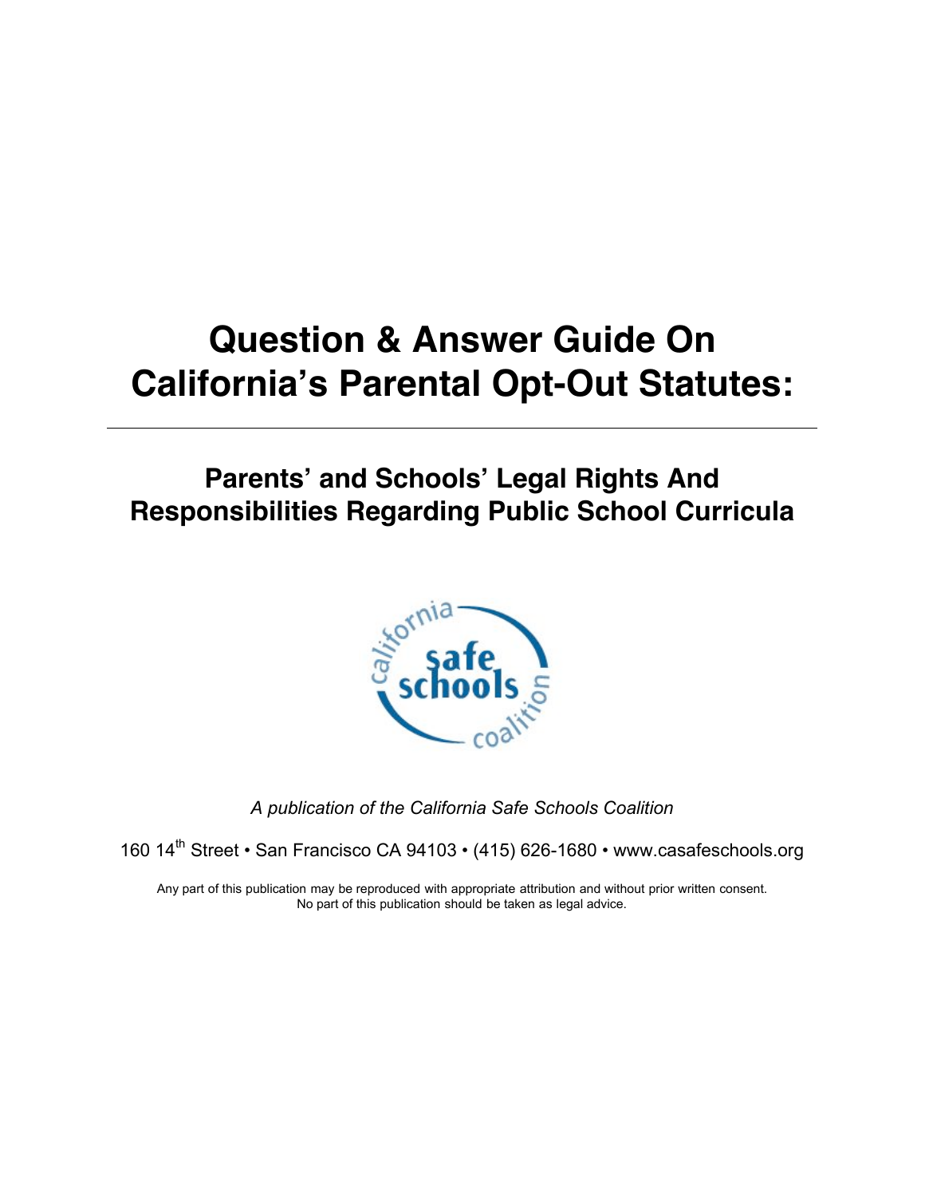# Question & Answer Guide On California's Parental Opt-Out Statutes:

## Parents' and Schools' Legal Rights And Responsibilities Regarding Public School Curricula

*A publication of the California Safe Schools Coalition*

160 14th Street • San Francisco CA 94103 • (415) 626-1680 • www.casafeschools.org

Any part of this publication may be reproduced with appropriate attribution and without prior written consent.
No part of this publication should be taken as legal advice.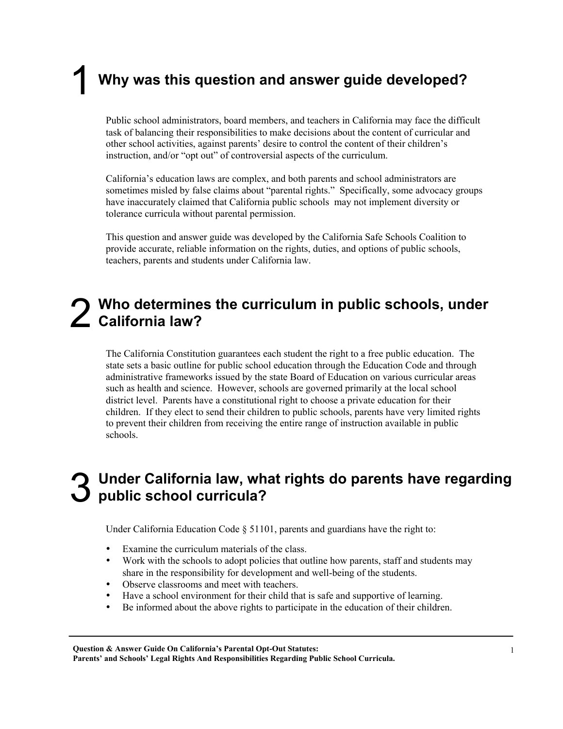## 1 Why was this question and answer guide developed?

Public school administrators, board members, and teachers in California may face the difficult task of balancing their responsibilities to make decisions about the content of curricular and other school activities, against parents' desire to control the content of their children's instruction, and/or "opt out" of controversial aspects of the curriculum.

California's education laws are complex, and both parents and school administrators are sometimes misled by false claims about "parental rights." Specifically, some advocacy groups have inaccurately claimed that California public schools may not implement diversity or tolerance curricula without parental permission.

This question and answer guide was developed by the California Safe Schools Coalition to provide accurate, reliable information on the rights, duties, and options of public schools, teachers, parents and students under California law.

## 2 Who determines the curriculum in public schools, under California law?

The California Constitution guarantees each student the right to a free public education. The state sets a basic outline for public school education through the Education Code and through administrative frameworks issued by the state Board of Education on various curricular areas such as health and science. However, schools are governed primarily at the local school district level. Parents have a constitutional right to choose a private education for their children. If they elect to send their children to public schools, parents have very limited rights to prevent their children from receiving the entire range of instruction available in public schools.

## 3 Under California law, what rights do parents have regarding public school curricula?

Under California Education Code § 51101, parents and guardians have the right to:

- Examine the curriculum materials of the class.
- Work with the schools to adopt policies that outline how parents, staff and students may share in the responsibility for development and well-being of the students.
- Observe classrooms and meet with teachers.
- Have a school environment for their child that is safe and supportive of learning.
- Be informed about the above rights to participate in the education of their children.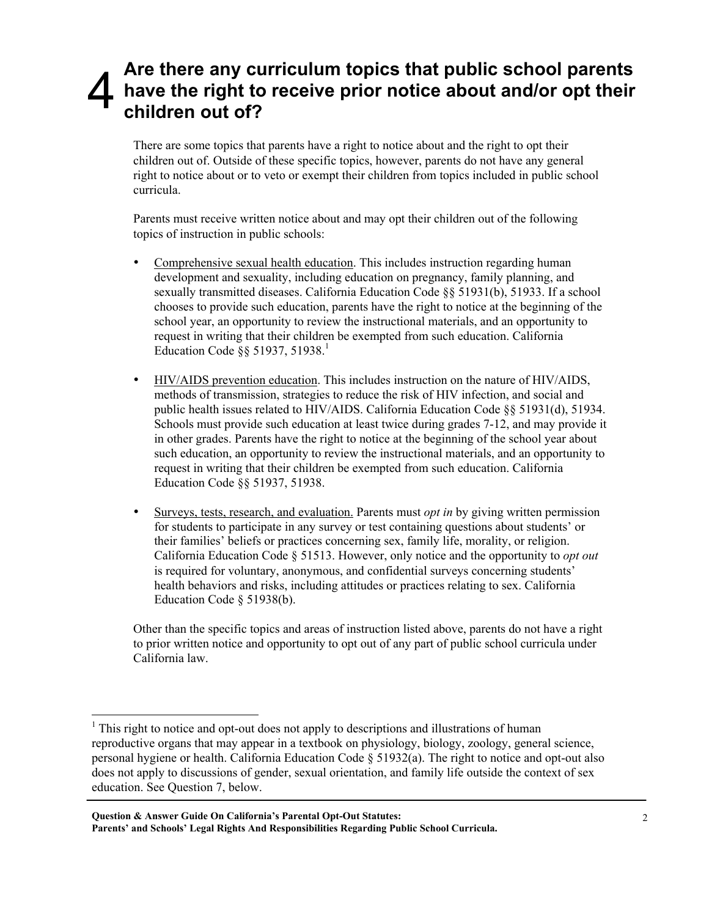## 4 Are there any curriculum topics that public school parents have the right to receive prior notice about and/or opt their children out of?

There are some topics that parents have a right to notice about and the right to opt their children out of. Outside of these specific topics, however, parents do not have any general right to notice about or to veto or exempt their children from topics included in public school curricula.

Parents must receive written notice about and may opt their children out of the following topics of instruction in public schools:

- Comprehensive sexual health education. This includes instruction regarding human development and sexuality, including education on pregnancy, family planning, and sexually transmitted diseases. California Education Code §§ 51931(b), 51933. If a school chooses to provide such education, parents have the right to notice at the beginning of the school year, an opportunity to review the instructional materials, and an opportunity to request in writing that their children be exempted from such education. California Education Code §§ 51937, 51938.[1]

- HIV/AIDS prevention education. This includes instruction on the nature of HIV/AIDS, methods of transmission, strategies to reduce the risk of HIV infection, and social and public health issues related to HIV/AIDS. California Education Code §§ 51931(d), 51934. Schools must provide such education at least twice during grades 7-12, and may provide it in other grades. Parents have the right to notice at the beginning of the school year about such education, an opportunity to review the instructional materials, and an opportunity to request in writing that their children be exempted from such education. California Education Code §§ 51937, 51938.

- Surveys, tests, research, and evaluation. Parents must *opt in* by giving written permission for students to participate in any survey or test containing questions about students' or their families' beliefs or practices concerning sex, family life, morality, or religion. California Education Code § 51513. However, only notice and the opportunity to *opt out* is required for voluntary, anonymous, and confidential surveys concerning students' health behaviors and risks, including attitudes or practices relating to sex. California Education Code § 51938(b).

Other than the specific topics and areas of instruction listed above, parents do not have a right to prior written notice and opportunity to opt out of any part of public school curricula under California law.

[1] This right to notice and opt-out does not apply to descriptions and illustrations of human reproductive organs that may appear in a textbook on physiology, biology, zoology, general science, personal hygiene or health. California Education Code § 51932(a). The right to notice and opt-out also does not apply to discussions of gender, sexual orientation, and family life outside the context of sex education. See Question 7, below.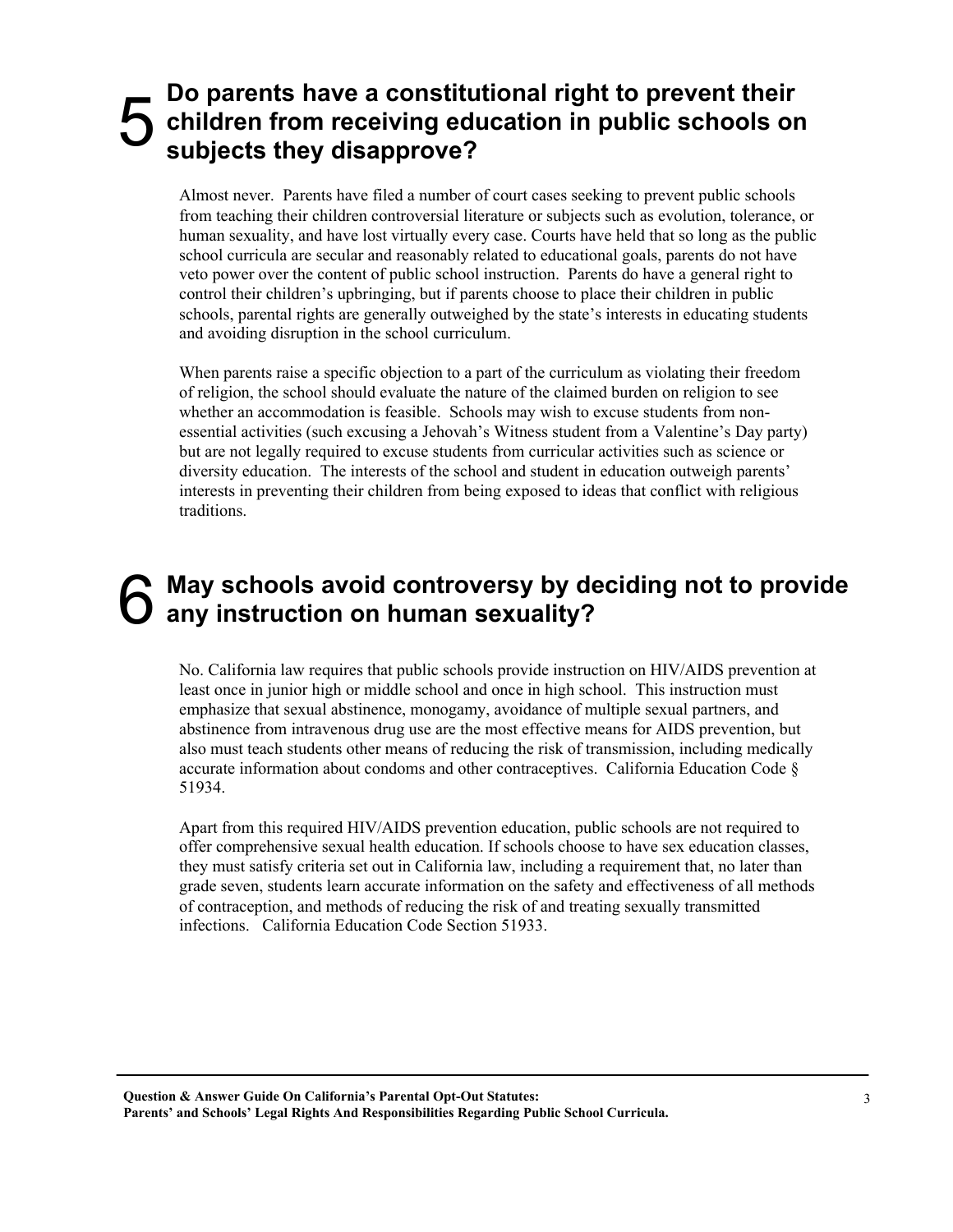## 5 Do parents have a constitutional right to prevent their children from receiving education in public schools on subjects they disapprove?

Almost never. Parents have filed a number of court cases seeking to prevent public schools from teaching their children controversial literature or subjects such as evolution, tolerance, or human sexuality, and have lost virtually every case. Courts have held that so long as the public school curricula are secular and reasonably related to educational goals, parents do not have veto power over the content of public school instruction. Parents do have a general right to control their children's upbringing, but if parents choose to place their children in public schools, parental rights are generally outweighed by the state's interests in educating students and avoiding disruption in the school curriculum.

When parents raise a specific objection to a part of the curriculum as violating their freedom of religion, the school should evaluate the nature of the claimed burden on religion to see whether an accommodation is feasible. Schools may wish to excuse students from non-essential activities (such excusing a Jehovah's Witness student from a Valentine's Day party) but are not legally required to excuse students from curricular activities such as science or diversity education. The interests of the school and student in education outweigh parents' interests in preventing their children from being exposed to ideas that conflict with religious traditions.

## 6 May schools avoid controversy by deciding not to provide any instruction on human sexuality?

No. California law requires that public schools provide instruction on HIV/AIDS prevention at least once in junior high or middle school and once in high school. This instruction must emphasize that sexual abstinence, monogamy, avoidance of multiple sexual partners, and abstinence from intravenous drug use are the most effective means for AIDS prevention, but also must teach students other means of reducing the risk of transmission, including medically accurate information about condoms and other contraceptives. California Education Code § 51934.

Apart from this required HIV/AIDS prevention education, public schools are not required to offer comprehensive sexual health education. If schools choose to have sex education classes, they must satisfy criteria set out in California law, including a requirement that, no later than grade seven, students learn accurate information on the safety and effectiveness of all methods of contraception, and methods of reducing the risk of and treating sexually transmitted infections. California Education Code Section 51933.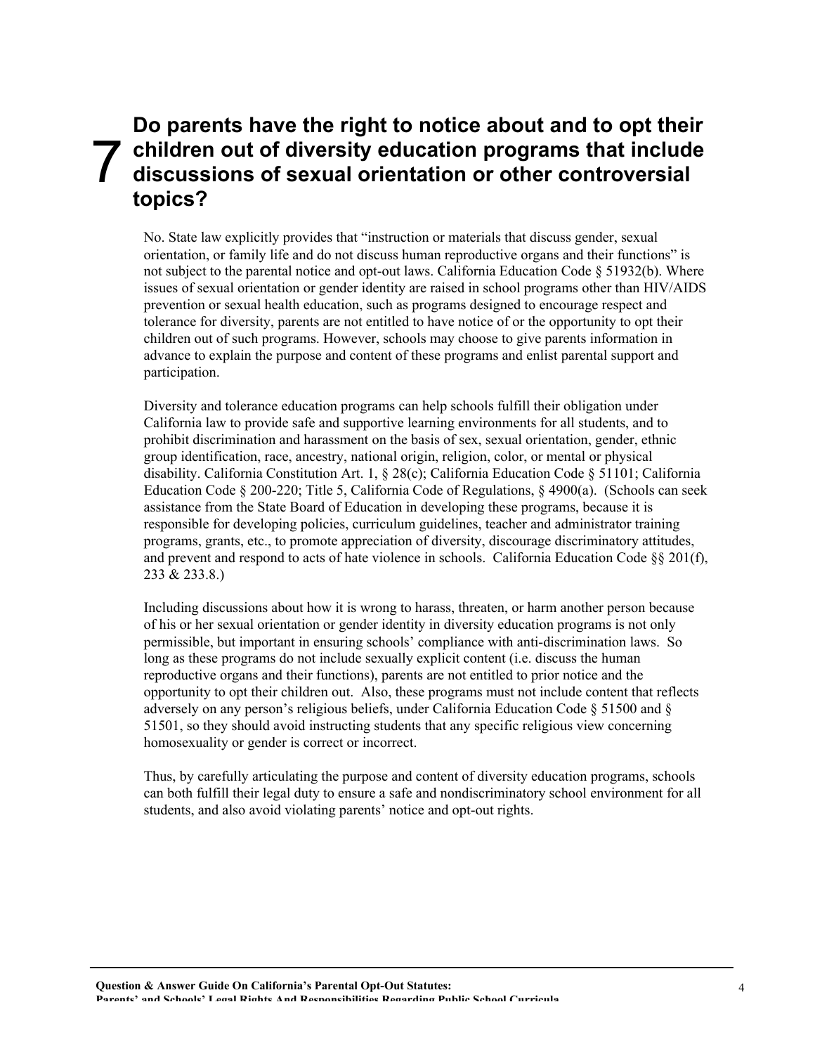## 7 Do parents have the right to notice about and to opt their children out of diversity education programs that include discussions of sexual orientation or other controversial topics?

No. State law explicitly provides that "instruction or materials that discuss gender, sexual orientation, or family life and do not discuss human reproductive organs and their functions" is not subject to the parental notice and opt-out laws. California Education Code § 51932(b). Where issues of sexual orientation or gender identity are raised in school programs other than HIV/AIDS prevention or sexual health education, such as programs designed to encourage respect and tolerance for diversity, parents are not entitled to have notice of or the opportunity to opt their children out of such programs. However, schools may choose to give parents information in advance to explain the purpose and content of these programs and enlist parental support and participation.

Diversity and tolerance education programs can help schools fulfill their obligation under California law to provide safe and supportive learning environments for all students, and to prohibit discrimination and harassment on the basis of sex, sexual orientation, gender, ethnic group identification, race, ancestry, national origin, religion, color, or mental or physical disability. California Constitution Art. 1, § 28(c); California Education Code § 51101; California Education Code § 200-220; Title 5, California Code of Regulations, § 4900(a). (Schools can seek assistance from the State Board of Education in developing these programs, because it is responsible for developing policies, curriculum guidelines, teacher and administrator training programs, grants, etc., to promote appreciation of diversity, discourage discriminatory attitudes, and prevent and respond to acts of hate violence in schools. California Education Code §§ 201(f), 233 & 233.8.)

Including discussions about how it is wrong to harass, threaten, or harm another person because of his or her sexual orientation or gender identity in diversity education programs is not only permissible, but important in ensuring schools' compliance with anti-discrimination laws. So long as these programs do not include sexually explicit content (i.e. discuss the human reproductive organs and their functions), parents are not entitled to prior notice and the opportunity to opt their children out. Also, these programs must not include content that reflects adversely on any person's religious beliefs, under California Education Code § 51500 and § 51501, so they should avoid instructing students that any specific religious view concerning homosexuality or gender is correct or incorrect.

Thus, by carefully articulating the purpose and content of diversity education programs, schools can both fulfill their legal duty to ensure a safe and nondiscriminatory school environment for all students, and also avoid violating parents' notice and opt-out rights.